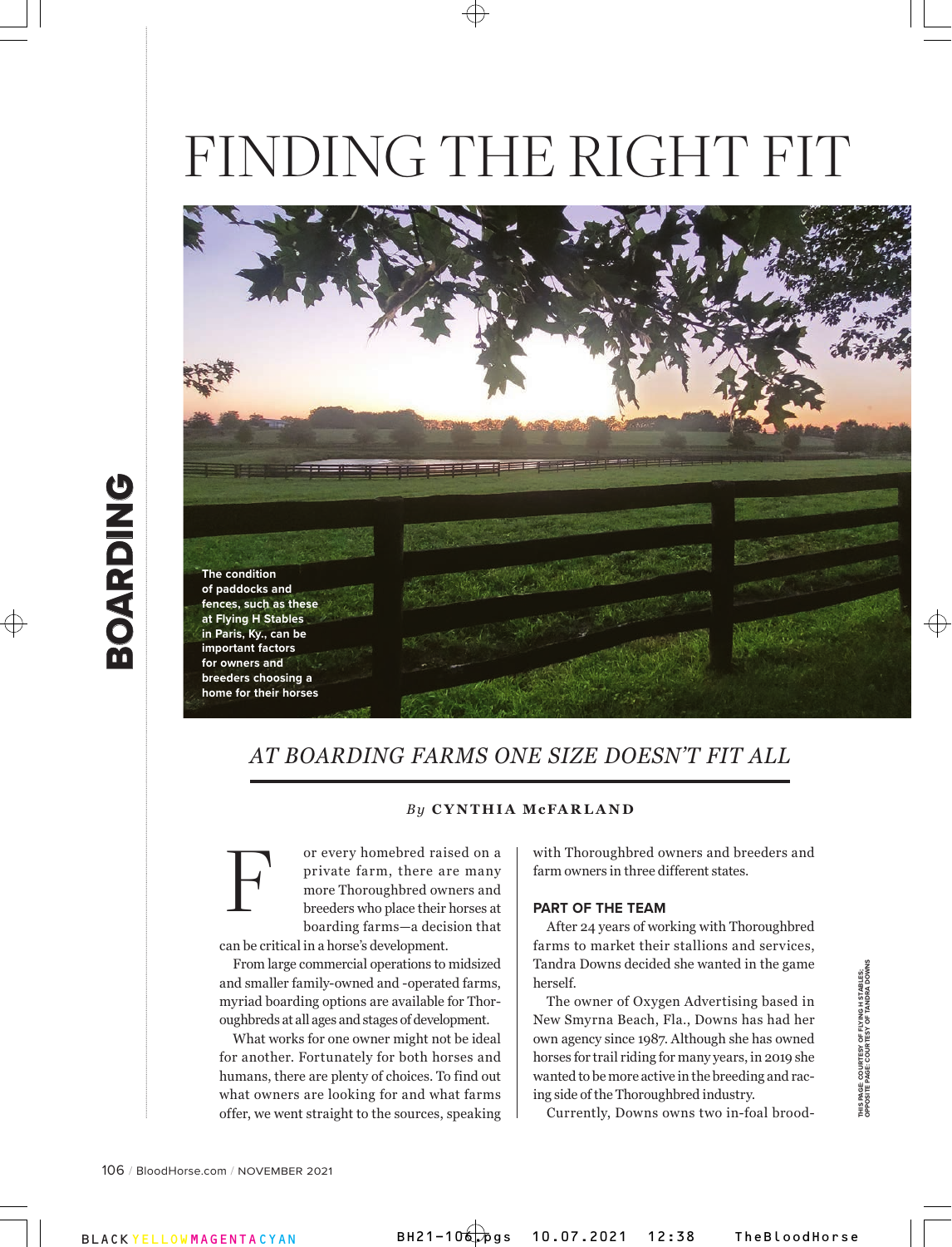# FINDING THE RIGHT FIT

The condition of paddocks and fences, such as these at Flying H Stables in Paris, Ky., can be important factors for owners and breeders choosing a home for their horses

## *AT BOARDING FARMS ONE SIZE DOESN'T FIT ALL*

*By* **CYNTHIA McFARLAND**

For every homebred raised on a private farm, there are many more Thoroughbred owners and breeders who place their horses at boarding farms—a decision that can be critical in a horse's development.

From large commercial operations to midsized and smaller family-owned and -operated farms, myriad boarding options are available for Thoroughbreds at all ages and stages of development.

What works for one owner might not be ideal for another. Fortunately for both horses and humans, there are plenty of choices. To find out what owners are looking for and what farms offer, we went straight to the sources, speaking with Thoroughbred owners and breeders and farm owners in three different states.

### PART OF THE TEAM

After 24 years of working with Thoroughbred farms to market their stallions and services, Tandra Downs decided she wanted in the game herself.

The owner of Oxygen Advertising based in New Smyrna Beach, Fla., Downs has had her own agency since 1987. Although she has owned horses for trail riding for many years, in 2019 she wanted to be more active in the breeding and racing side of the Thoroughbred industry.

Currently, Downs owns two in-foal brood-

THIS PAGE: COURTESY OF FLYING H STABLES; OPPOSITE PAGE: COURTESY OF TANDRA DOWNS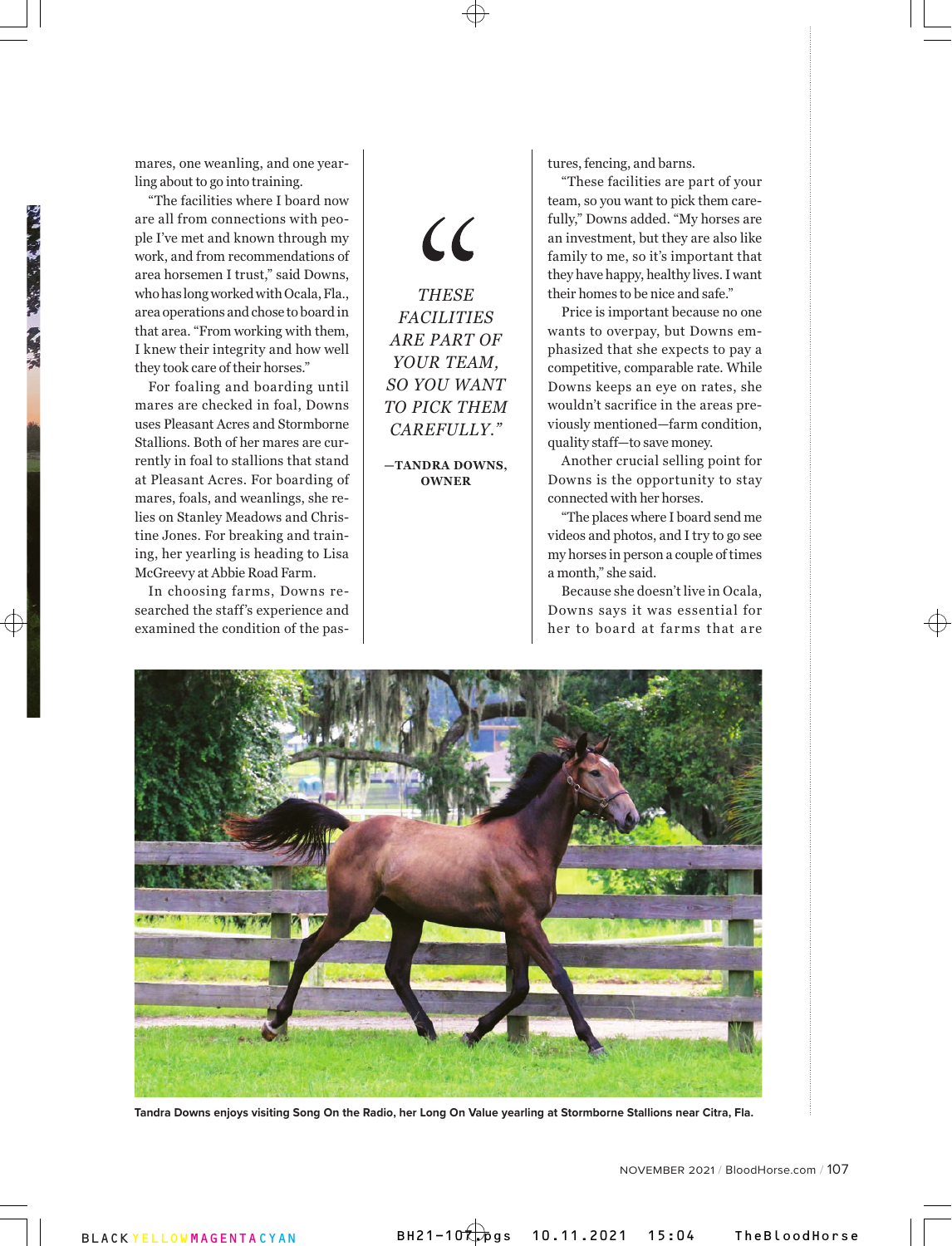mares, one weanling, and one yearling about to go into training.

"The facilities where I board now are all from connections with people I've met and known through my work, and from recommendations of area horsemen I trust," said Downs, who has long worked with Ocala, Fla., area operations and chose to board in that area. "From working with them, I knew their integrity and how well they took care of their horses."

For foaling and boarding until mares are checked in foal, Downs uses Pleasant Acres and Stormborne Stallions. Both of her mares are currently in foal to stallions that stand at Pleasant Acres. For boarding of mares, foals, and weanlings, she relies on Stanley Meadows and Christine Jones. For breaking and training, her yearling is heading to Lisa McGreevy at Abbie Road Farm.

In choosing farms, Downs researched the staff's experience and examined the condition of the pastures, fencing, and barns.

> *"THESE FACILITIES ARE PART OF YOUR TEAM, SO YOU WANT TO PICK THEM CAREFULLY."*
>
> **—TANDRA DOWNS, OWNER**

"These facilities are part of your team, so you want to pick them carefully," Downs added. "My horses are an investment, but they are also like family to me, so it's important that they have happy, healthy lives. I want their homes to be nice and safe."

Price is important because no one wants to overpay, but Downs emphasized that she expects to pay a competitive, comparable rate. While Downs keeps an eye on rates, she wouldn't sacrifice in the areas previously mentioned—farm condition, quality staff—to save money.

Another crucial selling point for Downs is the opportunity to stay connected with her horses.

"The places where I board send me videos and photos, and I try to go see my horses in person a couple of times a month," she said.

Because she doesn't live in Ocala, Downs says it was essential for her to board at farms that are

**Tandra Downs enjoys visiting Song On the Radio, her Long On Value yearling at Stormborne Stallions near Citra, Fla.**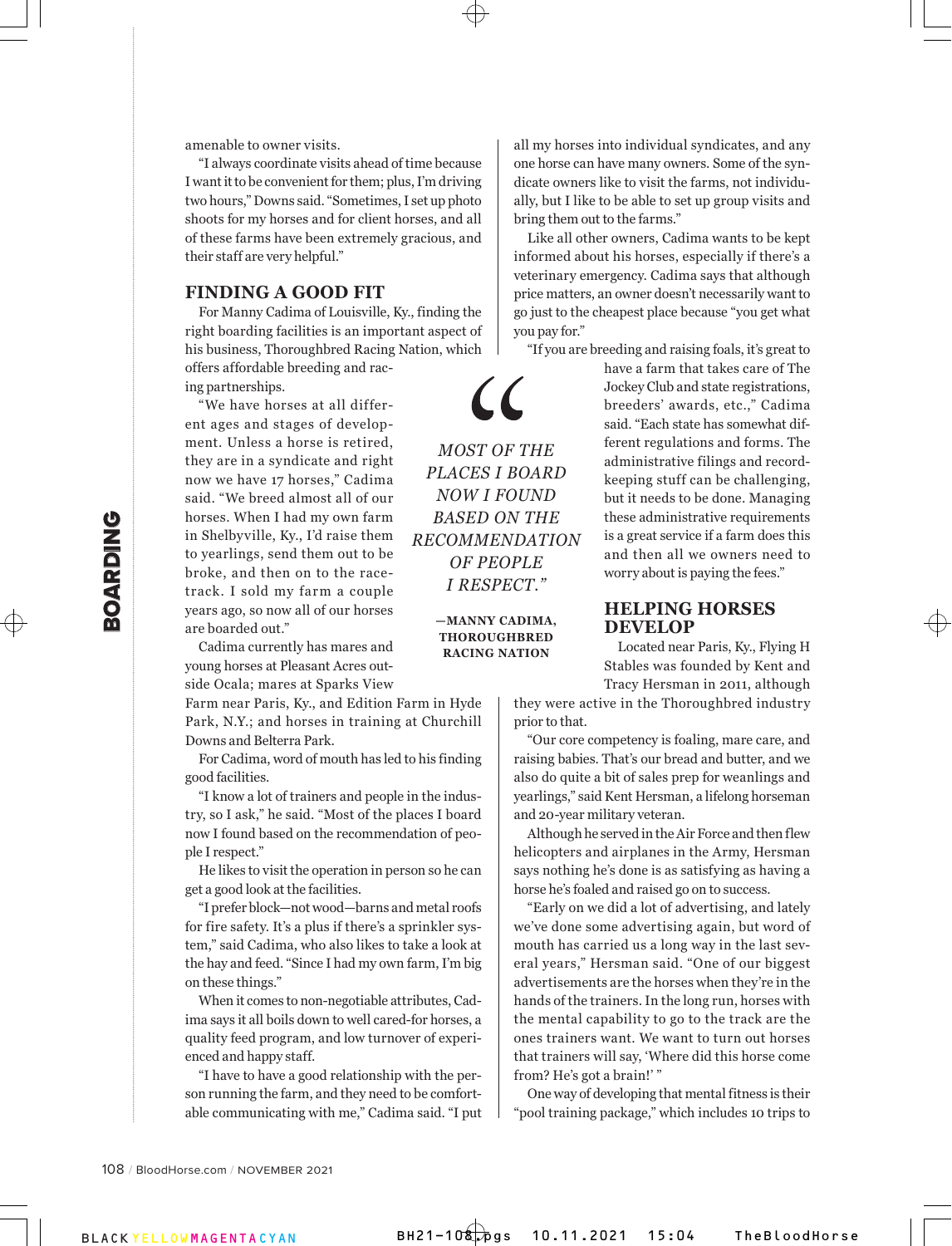amenable to owner visits.

"I always coordinate visits ahead of time because I want it to be convenient for them; plus, I'm driving two hours," Downs said. "Sometimes, I set up photo shoots for my horses and for client horses, and all of these farms have been extremely gracious, and their staff are very helpful."

## FINDING A GOOD FIT

For Manny Cadima of Louisville, Ky., finding the right boarding facilities is an important aspect of his business, Thoroughbred Racing Nation, which offers affordable breeding and racing partnerships.

"We have horses at all different ages and stages of development. Unless a horse is retired, they are in a syndicate and right now we have 17 horses," Cadima said. "We breed almost all of our horses. When I had my own farm in Shelbyville, Ky., I'd raise them to yearlings, send them out to be broke, and then on to the racetrack. I sold my farm a couple years ago, so now all of our horses are boarded out."

Cadima currently has mares and young horses at Pleasant Acres outside Ocala; mares at Sparks View Farm near Paris, Ky., and Edition Farm in Hyde Park, N.Y.; and horses in training at Churchill Downs and Belterra Park.

For Cadima, word of mouth has led to his finding good facilities.

"I know a lot of trainers and people in the industry, so I ask," he said. "Most of the places I board now I found based on the recommendation of people I respect."

He likes to visit the operation in person so he can get a good look at the facilities.

"I prefer block—not wood—barns and metal roofs for fire safety. It's a plus if there's a sprinkler system," said Cadima, who also likes to take a look at the hay and feed. "Since I had my own farm, I'm big on these things."

When it comes to non-negotiable attributes, Cadima says it all boils down to well cared-for horses, a quality feed program, and low turnover of experienced and happy staff.

"I have to have a good relationship with the person running the farm, and they need to be comfortable communicating with me," Cadima said. "I put all my horses into individual syndicates, and any one horse can have many owners. Some of the syndicate owners like to visit the farms, not individually, but I like to be able to set up group visits and bring them out to the farms."

Like all other owners, Cadima wants to be kept informed about his horses, especially if there's a veterinary emergency. Cadima says that although price matters, an owner doesn't necessarily want to go just to the cheapest place because "you get what you pay for."

"If you are breeding and raising foals, it's great to have a farm that takes care of The Jockey Club and state registrations, breeders' awards, etc.," Cadima said. "Each state has somewhat different regulations and forms. The administrative filings and recordkeeping stuff can be challenging, but it needs to be done. Managing these administrative requirements is a great service if a farm does this and then all we owners need to worry about is paying the fees."

> *"MOST OF THE PLACES I BOARD NOW I FOUND BASED ON THE RECOMMENDATION OF PEOPLE I RESPECT."*
>
> **—MANNY CADIMA, THOROUGHBRED RACING NATION**

## HELPING HORSES DEVELOP

Located near Paris, Ky., Flying H Stables was founded by Kent and Tracy Hersman in 2011, although they were active in the Thoroughbred industry prior to that.

"Our core competency is foaling, mare care, and raising babies. That's our bread and butter, and we also do quite a bit of sales prep for weanlings and yearlings," said Kent Hersman, a lifelong horseman and 20-year military veteran.

Although he served in the Air Force and then flew helicopters and airplanes in the Army, Hersman says nothing he's done is as satisfying as having a horse he's foaled and raised go on to success.

"Early on we did a lot of advertising, and lately we've done some advertising again, but word of mouth has carried us a long way in the last several years," Hersman said. "One of our biggest advertisements are the horses when they're in the hands of the trainers. In the long run, horses with the mental capability to go to the track are the ones trainers want. We want to turn out horses that trainers will say, 'Where did this horse come from? He's got a brain!' "

One way of developing that mental fitness is their "pool training package," which includes 10 trips to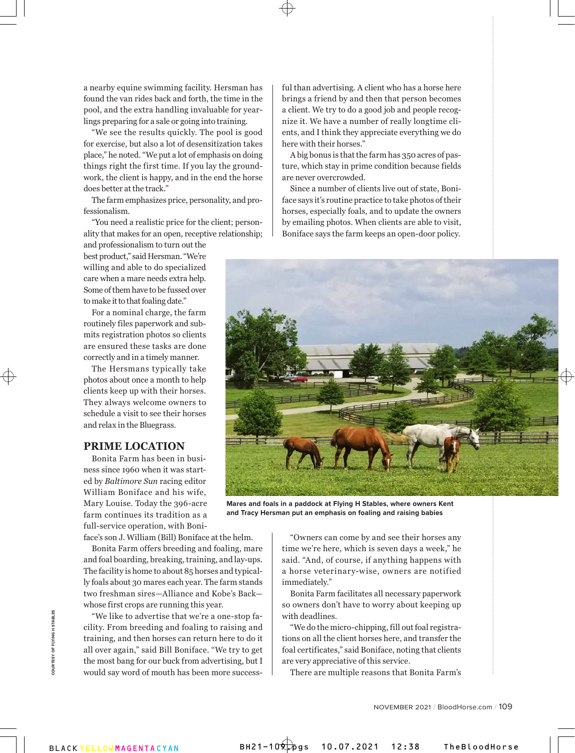a nearby equine swimming facility. Hersman has found the van rides back and forth, the time in the pool, and the extra handling invaluable for yearlings preparing for a sale or going into training.

"We see the results quickly. The pool is good for exercise, but also a lot of desensitization takes place," he noted. "We put a lot of emphasis on doing things right the first time. If you lay the groundwork, the client is happy, and in the end the horse does better at the track."

The farm emphasizes price, personality, and professionalism.

"You need a realistic price for the client; personality that makes for an open, receptive relationship; and professionalism to turn out the best product," said Hersman. "We're willing and able to do specialized care when a mare needs extra help. Some of them have to be fussed over to make it to that foaling date."

For a nominal charge, the farm routinely files paperwork and submits registration photos so clients are ensured these tasks are done correctly and in a timely manner.

The Hersmans typically take photos about once a month to help clients keep up with their horses. They always welcome owners to schedule a visit to see their horses and relax in the Bluegrass.

## PRIME LOCATION

Bonita Farm has been in business since 1960 when it was started by *Baltimore Sun* racing editor William Boniface and his wife, Mary Louise. Today the 396-acre farm continues its tradition as a full-service operation, with Boniface's son J. William (Bill) Boniface at the helm.

Bonita Farm offers breeding and foaling, mare and foal boarding, breaking, training, and lay-ups. The facility is home to about 85 horses and typically foals about 30 mares each year. The farm stands two freshman sires—Alliance and Kobe's Back—whose first crops are running this year.

"We like to advertise that we're a one-stop facility. From breeding and foaling to raising and training, and then horses can return here to do it all over again," said Bill Boniface. "We try to get the most bang for our buck from advertising, but I would say word of mouth has been more successful than advertising. A client who has a horse here brings a friend by and then that person becomes a client. We try to do a good job and people recognize it. We have a number of really longtime clients, and I think they appreciate everything we do here with their horses."

A big bonus is that the farm has 350 acres of pasture, which stay in prime condition because fields are never overcrowded.

Since a number of clients live out of state, Boniface says it's routine practice to take photos of their horses, especially foals, and to update the owners by emailing photos. When clients are able to visit, Boniface says the farm keeps an open-door policy.

Mares and foals in a paddock at Flying H Stables, where owners Kent and Tracy Hersman put an emphasis on foaling and raising babies

COURTESY OF FLYING H STABLES

"Owners can come by and see their horses any time we're here, which is seven days a week," he said. "And, of course, if anything happens with a horse veterinary-wise, owners are notified immediately."

Bonita Farm facilitates all necessary paperwork so owners don't have to worry about keeping up with deadlines.

"We do the micro-chipping, fill out foal registrations on all the client horses here, and transfer the foal certificates," said Boniface, noting that clients are very appreciative of this service.

There are multiple reasons that Bonita Farm's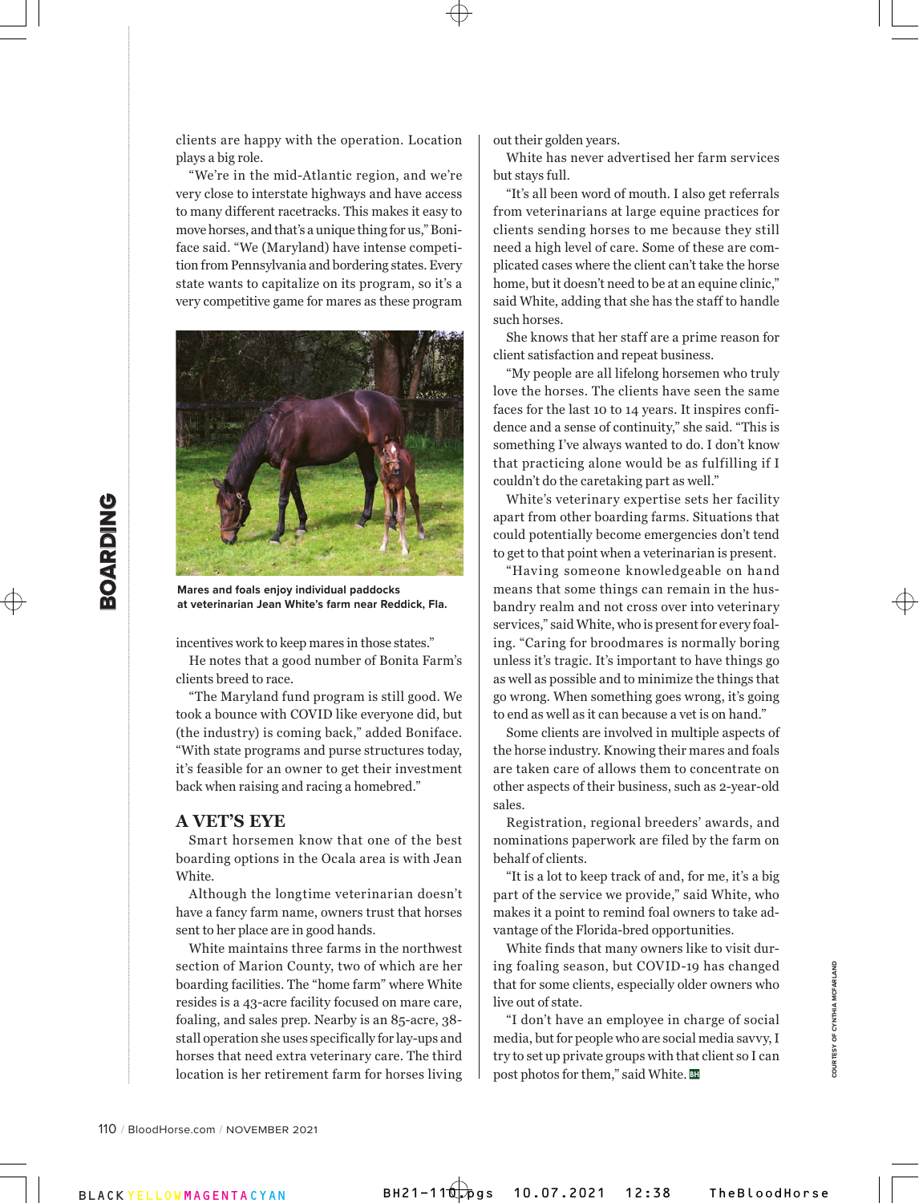clients are happy with the operation. Location plays a big role.

"We're in the mid-Atlantic region, and we're very close to interstate highways and have access to many different racetracks. This makes it easy to move horses, and that's a unique thing for us," Boniface said. "We (Maryland) have intense competition from Pennsylvania and bordering states. Every state wants to capitalize on its program, so it's a very competitive game for mares as these program incentives work to keep mares in those states."

Mares and foals enjoy individual paddocks at veterinarian Jean White's farm near Reddick, Fla.

He notes that a good number of Bonita Farm's clients breed to race.

"The Maryland fund program is still good. We took a bounce with COVID like everyone did, but (the industry) is coming back," added Boniface. "With state programs and purse structures today, it's feasible for an owner to get their investment back when raising and racing a homebred."

## A VET'S EYE

Smart horsemen know that one of the best boarding options in the Ocala area is with Jean White.

Although the longtime veterinarian doesn't have a fancy farm name, owners trust that horses sent to her place are in good hands.

White maintains three farms in the northwest section of Marion County, two of which are her boarding facilities. The "home farm" where White resides is a 43-acre facility focused on mare care, foaling, and sales prep. Nearby is an 85-acre, 38-stall operation she uses specifically for lay-ups and horses that need extra veterinary care. The third location is her retirement farm for horses living out their golden years.

White has never advertised her farm services but stays full.

"It's all been word of mouth. I also get referrals from veterinarians at large equine practices for clients sending horses to me because they still need a high level of care. Some of these are complicated cases where the client can't take the horse home, but it doesn't need to be at an equine clinic," said White, adding that she has the staff to handle such horses.

She knows that her staff are a prime reason for client satisfaction and repeat business.

"My people are all lifelong horsemen who truly love the horses. The clients have seen the same faces for the last 10 to 14 years. It inspires confidence and a sense of continuity," she said. "This is something I've always wanted to do. I don't know that practicing alone would be as fulfilling if I couldn't do the caretaking part as well."

White's veterinary expertise sets her facility apart from other boarding farms. Situations that could potentially become emergencies don't tend to get to that point when a veterinarian is present.

"Having someone knowledgeable on hand means that some things can remain in the husbandry realm and not cross over into veterinary services," said White, who is present for every foaling. "Caring for broodmares is normally boring unless it's tragic. It's important to have things go as well as possible and to minimize the things that go wrong. When something goes wrong, it's going to end as well as it can because a vet is on hand."

Some clients are involved in multiple aspects of the horse industry. Knowing their mares and foals are taken care of allows them to concentrate on other aspects of their business, such as 2-year-old sales.

Registration, regional breeders' awards, and nominations paperwork are filed by the farm on behalf of clients.

"It is a lot to keep track of and, for me, it's a big part of the service we provide," said White, who makes it a point to remind foal owners to take advantage of the Florida-bred opportunities.

White finds that many owners like to visit during foaling season, but COVID-19 has changed that for some clients, especially older owners who live out of state.

"I don't have an employee in charge of social media, but for people who are social media savvy, I try to set up private groups with that client so I can post photos for them," said White.

COURTESY OF CYNTHIA MCFARLAND